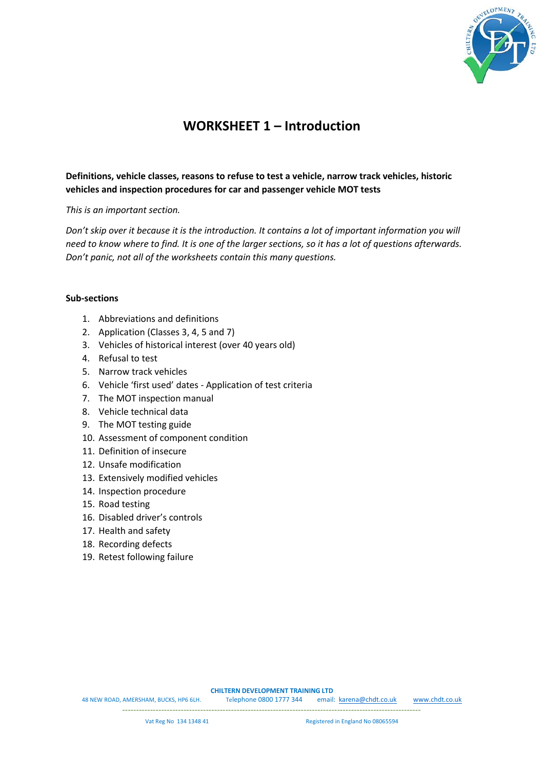# WORKSHEET 1 – Introduction

**Definitions, vehicle classes, reasons to refuse to test a vehicle, narrow track vehicles, historic vehicles and inspection procedures for car and passenger vehicle MOT tests**

*This is an important section.*

*Don't skip over it because it is the introduction. It contains a lot of important information you will need to know where to find. It is one of the larger sections, so it has a lot of questions afterwards. Don't panic, not all of the worksheets contain this many questions.*

**Sub-sections**

1. Abbreviations and definitions
2. Application (Classes 3, 4, 5 and 7)
3. Vehicles of historical interest (over 40 years old)
4. Refusal to test
5. Narrow track vehicles
6. Vehicle 'first used' dates - Application of test criteria
7. The MOT inspection manual
8. Vehicle technical data
9. The MOT testing guide
10. Assessment of component condition
11. Definition of insecure
12. Unsafe modification
13. Extensively modified vehicles
14. Inspection procedure
15. Road testing
16. Disabled driver's controls
17. Health and safety
18. Recording defects
19. Retest following failure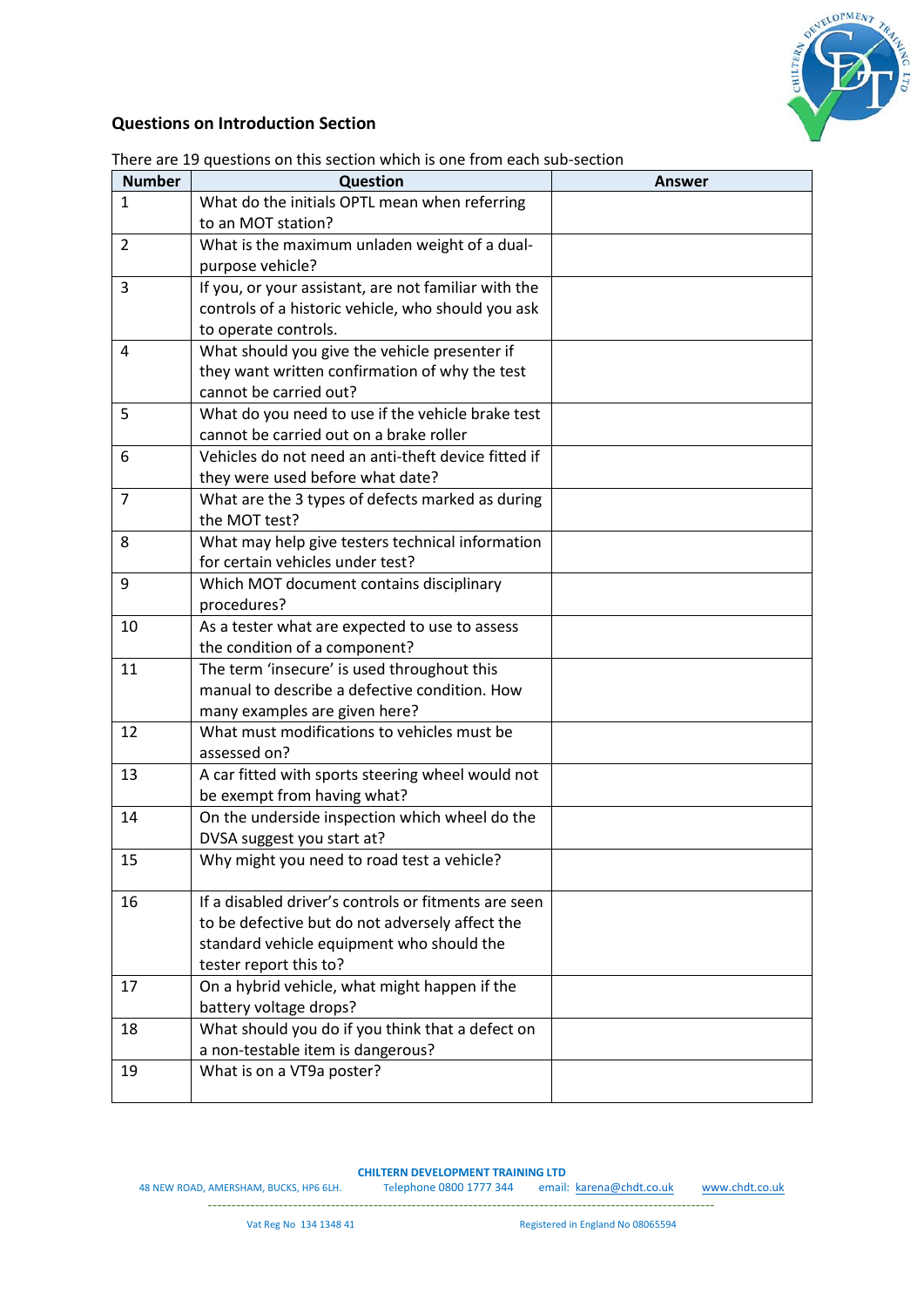## Questions on Introduction Section

There are 19 questions on this section which is one from each sub-section

| Number | Question | Answer |
|---|---|---|
| 1 | What do the initials OPTL mean when referring to an MOT station? | |
| 2 | What is the maximum unladen weight of a dual-purpose vehicle? | |
| 3 | If you, or your assistant, are not familiar with the controls of a historic vehicle, who should you ask to operate controls. | |
| 4 | What should you give the vehicle presenter if they want written confirmation of why the test cannot be carried out? | |
| 5 | What do you need to use if the vehicle brake test cannot be carried out on a brake roller | |
| 6 | Vehicles do not need an anti-theft device fitted if they were used before what date? | |
| 7 | What are the 3 types of defects marked as during the MOT test? | |
| 8 | What may help give testers technical information for certain vehicles under test? | |
| 9 | Which MOT document contains disciplinary procedures? | |
| 10 | As a tester what are expected to use to assess the condition of a component? | |
| 11 | The term 'insecure' is used throughout this manual to describe a defective condition. How many examples are given here? | |
| 12 | What must modifications to vehicles must be assessed on? | |
| 13 | A car fitted with sports steering wheel would not be exempt from having what? | |
| 14 | On the underside inspection which wheel do the DVSA suggest you start at? | |
| 15 | Why might you need to road test a vehicle? | |
| 16 | If a disabled driver's controls or fitments are seen to be defective but do not adversely affect the standard vehicle equipment who should the tester report this to? | |
| 17 | On a hybrid vehicle, what might happen if the battery voltage drops? | |
| 18 | What should you do if you think that a defect on a non-testable item is dangerous? | |
| 19 | What is on a VT9a poster? | |

**CHILTERN DEVELOPMENT TRAINING LTD**

48 NEW ROAD, AMERSHAM, BUCKS, HP6 6LH. Telephone 0800 1777 344 email: karena@chdt.co.uk www.chdt.co.uk

Vat Reg No 134 1348 41 Registered in England No 08065594